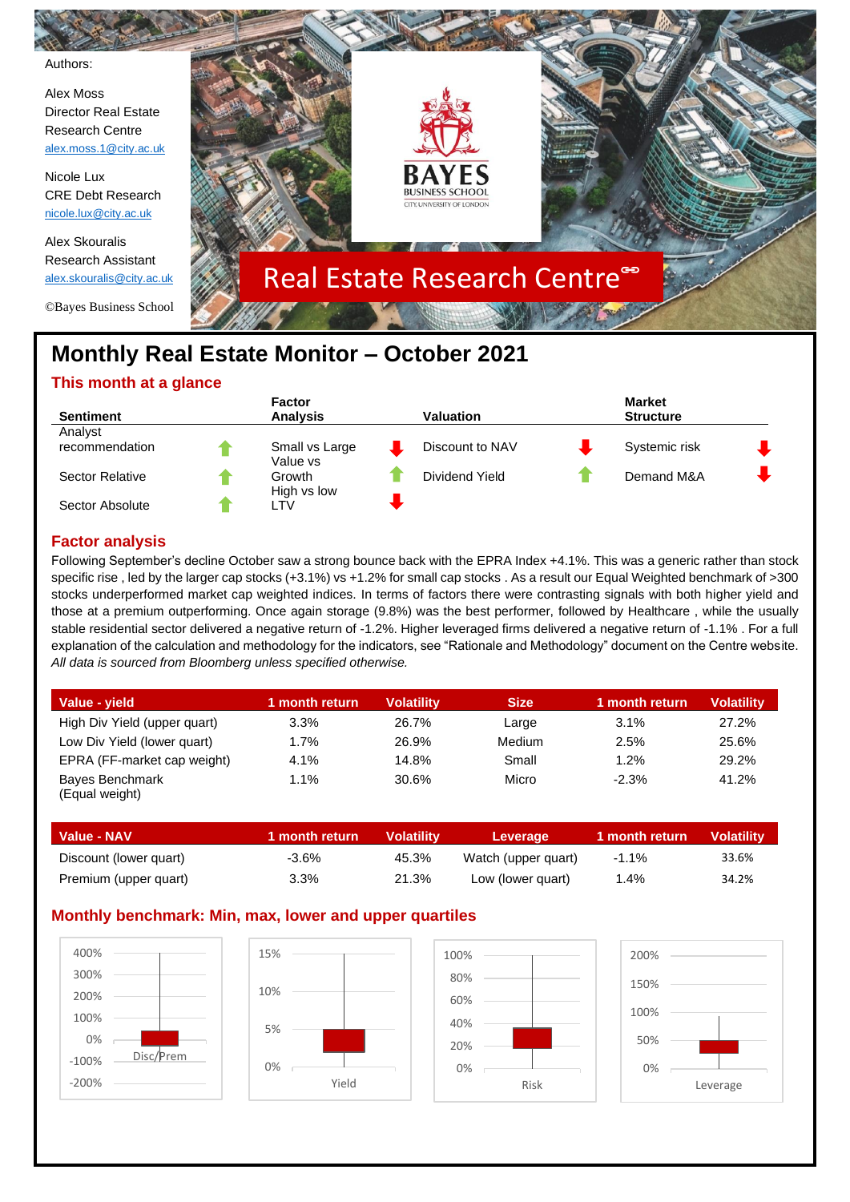Authors:

Alex Moss
Director Real Estate Research Centre
alex.moss.1@city.ac.uk

Nicole Lux
CRE Debt Research
nicole.lux@city.ac.uk

Alex Skouralis
Research Assistant
alex.skouralis@city.ac.uk

©Bayes Business School

BAYES BUSINESS SCHOOL
CITY, UNIVERSITY OF LONDON

Real Estate Research Centre

# Monthly Real Estate Monitor – October 2021

## This month at a glance

| Sentiment | | Factor Analysis | | Valuation | | Market Structure | |
|---|---|---|---|---|---|---|---|
| Analyst recommendation | ↑ | Small vs Large | ↓ | Discount to NAV | ↓ | Systemic risk | ↓ |
| Sector Relative | ↑ | Value vs Growth | ↑ | Dividend Yield | ↑ | Demand M&A | ↓ |
| Sector Absolute | ↑ | High vs low LTV | ↓ | | | | |

## Factor analysis

Following September's decline October saw a strong bounce back with the EPRA Index +4.1%. This was a generic rather than stock specific rise , led by the larger cap stocks (+3.1%) vs +1.2% for small cap stocks . As a result our Equal Weighted benchmark of >300 stocks underperformed market cap weighted indices. In terms of factors there were contrasting signals with both higher yield and those at a premium outperforming. Once again storage (9.8%) was the best performer, followed by Healthcare , while the usually stable residential sector delivered a negative return of -1.2%. Higher leveraged firms delivered a negative return of -1.1% . For a full explanation of the calculation and methodology for the indicators, see "Rationale and Methodology" document on the Centre website. *All data is sourced from Bloomberg unless specified otherwise.*

| Value - yield | 1 month return | Volatility | Size | 1 month return | Volatility |
|---|---|---|---|---|---|
| High Div Yield (upper quart) | 3.3% | 26.7% | Large | 3.1% | 27.2% |
| Low Div Yield (lower quart) | 1.7% | 26.9% | Medium | 2.5% | 25.6% |
| EPRA (FF-market cap weight) | 4.1% | 14.8% | Small | 1.2% | 29.2% |
| Bayes Benchmark (Equal weight) | 1.1% | 30.6% | Micro | -2.3% | 41.2% |

| Value - NAV | 1 month return | Volatility | Leverage | 1 month return | Volatility |
|---|---|---|---|---|---|
| Discount (lower quart) | -3.6% | 45.3% | Watch (upper quart) | -1.1% | 33.6% |
| Premium (upper quart) | 3.3% | 21.3% | Low (lower quart) | 1.4% | 34.2% |

## Monthly benchmark: Min, max, lower and upper quartiles

Disc/Prem | Yield | Risk | Leverage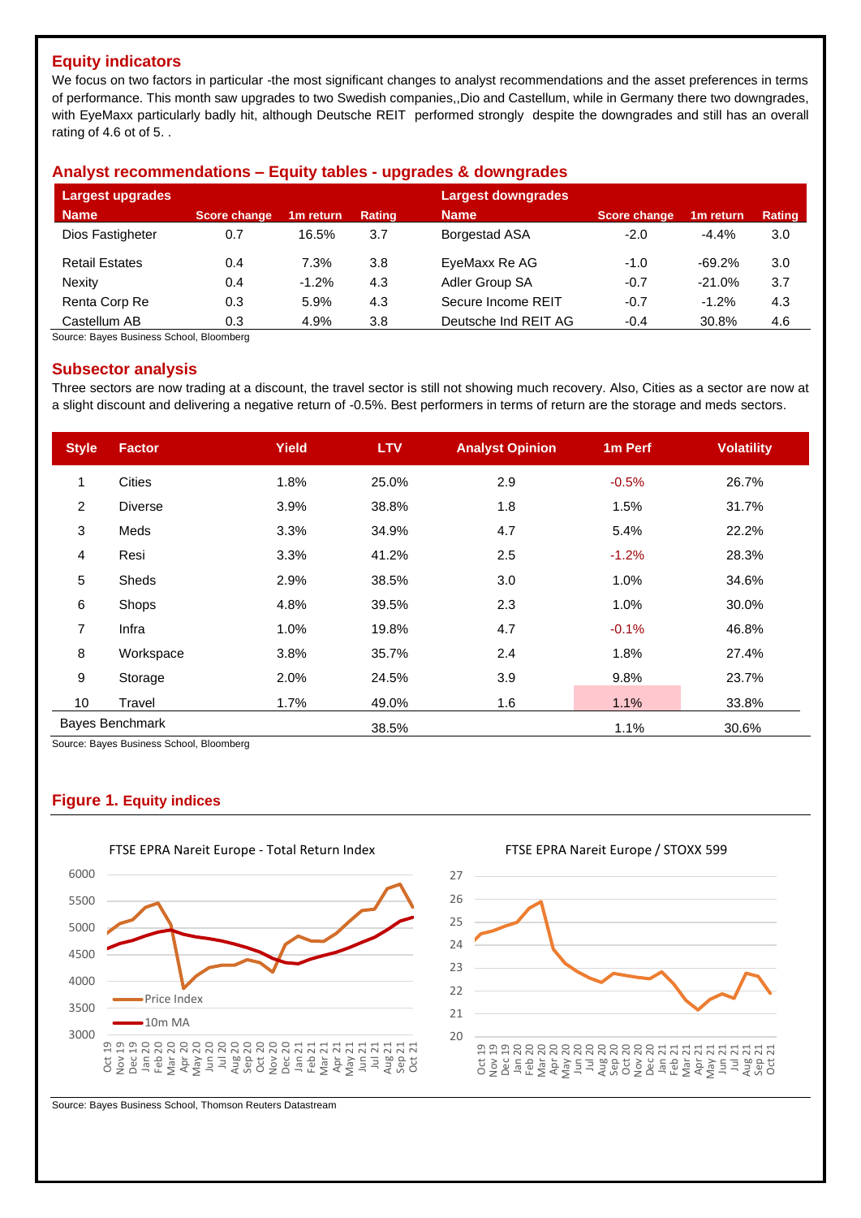## Equity indicators

We focus on two factors in particular -the most significant changes to analyst recommendations and the asset preferences in terms of performance. This month saw upgrades to two Swedish companies,,Dio and Castellum, while in Germany there two downgrades, with EyeMaxx particularly badly hit, although Deutsche REIT performed strongly despite the downgrades and still has an overall rating of 4.6 ot of 5. .

## Analyst recommendations – Equity tables - upgrades & downgrades

| Largest upgrades | | | | Largest downgrades | | | |
|---|---|---|---|---|---|---|---|
| **Name** | **Score change** | **1m return** | **Rating** | **Name** | **Score change** | **1m return** | **Rating** |
| Dios Fastigheter | 0.7 | 16.5% | 3.7 | Borgestad ASA | -2.0 | -4.4% | 3.0 |
| Retail Estates | 0.4 | 7.3% | 3.8 | EyeMaxx Re AG | -1.0 | -69.2% | 3.0 |
| Nexity | 0.4 | -1.2% | 4.3 | Adler Group SA | -0.7 | -21.0% | 3.7 |
| Renta Corp Re | 0.3 | 5.9% | 4.3 | Secure Income REIT | -0.7 | -1.2% | 4.3 |
| Castellum AB | 0.3 | 4.9% | 3.8 | Deutsche Ind REIT AG | -0.4 | 30.8% | 4.6 |

Source: Bayes Business School, Bloomberg

## Subsector analysis

Three sectors are now trading at a discount, the travel sector is still not showing much recovery. Also, Cities as a sector are now at a slight discount and delivering a negative return of -0.5%. Best performers in terms of return are the storage and meds sectors.

| Style | Factor | Yield | LTV | Analyst Opinion | 1m Perf | Volatility |
|---|---|---|---|---|---|---|
| 1 | Cities | 1.8% | 25.0% | 2.9 | -0.5% | 26.7% |
| 2 | Diverse | 3.9% | 38.8% | 1.8 | 1.5% | 31.7% |
| 3 | Meds | 3.3% | 34.9% | 4.7 | 5.4% | 22.2% |
| 4 | Resi | 3.3% | 41.2% | 2.5 | -1.2% | 28.3% |
| 5 | Sheds | 2.9% | 38.5% | 3.0 | 1.0% | 34.6% |
| 6 | Shops | 4.8% | 39.5% | 2.3 | 1.0% | 30.0% |
| 7 | Infra | 1.0% | 19.8% | 4.7 | -0.1% | 46.8% |
| 8 | Workspace | 3.8% | 35.7% | 2.4 | 1.8% | 27.4% |
| 9 | Storage | 2.0% | 24.5% | 3.9 | 9.8% | 23.7% |
| 10 | Travel | 1.7% | 49.0% | 1.6 | 1.1% | 33.8% |
| Bayes Benchmark | | | 38.5% | | 1.1% | 30.6% |

Source: Bayes Business School, Bloomberg

## Figure 1. Equity indices

Source: Bayes Business School, Thomson Reuters Datastream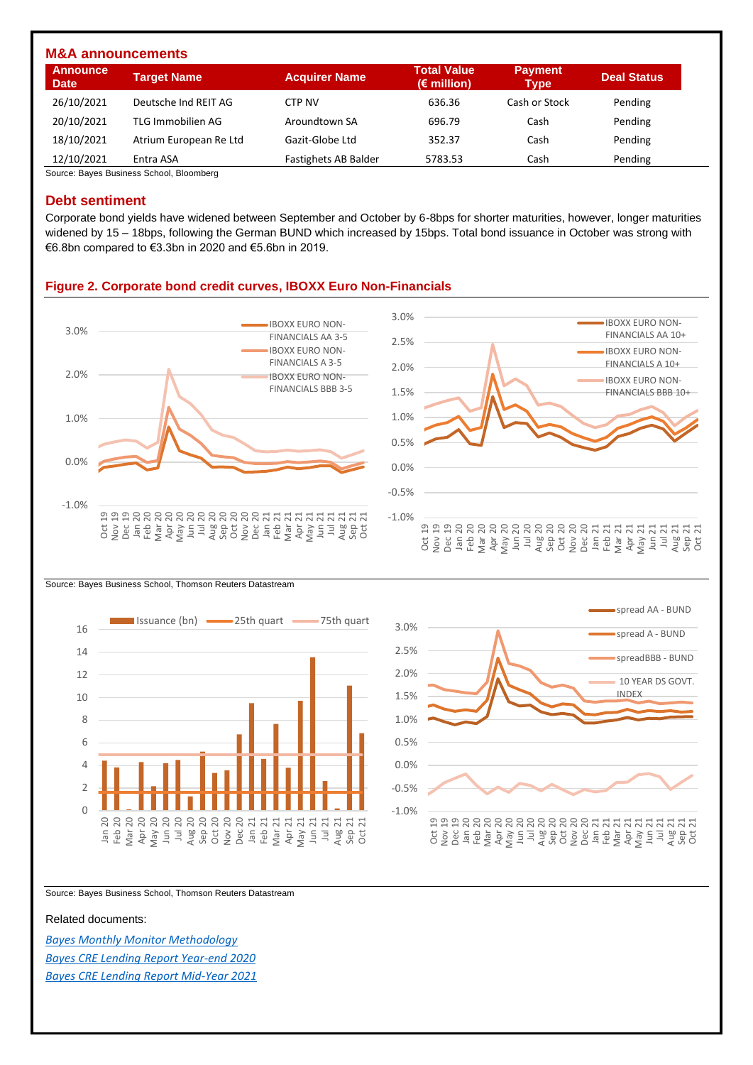## M&A announcements

| Announce Date | Target Name | Acquirer Name | Total Value (€ million) | Payment Type | Deal Status |
|---|---|---|---|---|---|
| 26/10/2021 | Deutsche Ind REIT AG | CTP NV | 636.36 | Cash or Stock | Pending |
| 20/10/2021 | TLG Immobilien AG | Aroundtown SA | 696.79 | Cash | Pending |
| 18/10/2021 | Atrium European Re Ltd | Gazit-Globe Ltd | 352.37 | Cash | Pending |
| 12/10/2021 | Entra ASA | Fastighets AB Balder | 5783.53 | Cash | Pending |

Source: Bayes Business School, Bloomberg

## Debt sentiment

Corporate bond yields have widened between September and October by 6-8bps for shorter maturities, however, longer maturities widened by 15 – 18bps, following the German BUND which increased by 15bps. Total bond issuance in October was strong with €6.8bn compared to €3.3bn in 2020 and €5.6bn in 2019.

### Figure 2. Corporate bond credit curves, IBOXX Euro Non-Financials

Source: Bayes Business School, Thomson Reuters Datastream

Source: Bayes Business School, Thomson Reuters Datastream

Related documents:

*Bayes Monthly Monitor Methodology*

*Bayes CRE Lending Report Year-end 2020*

*Bayes CRE Lending Report Mid-Year 2021*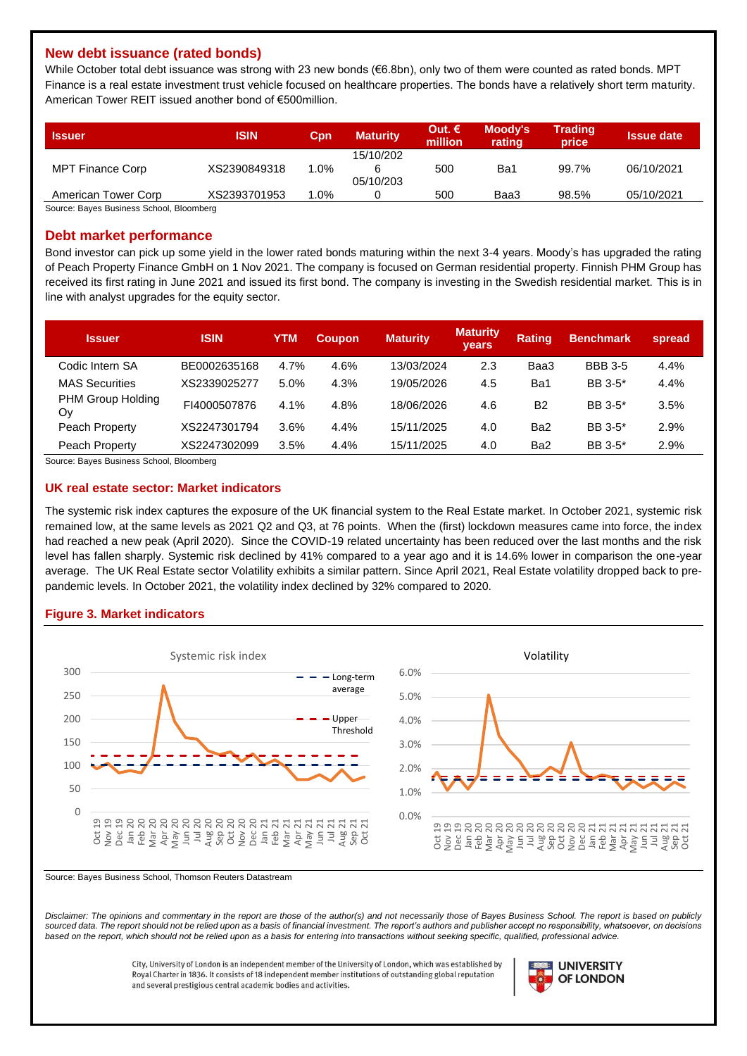## New debt issuance (rated bonds)

While October total debt issuance was strong with 23 new bonds (€6.8bn), only two of them were counted as rated bonds. MPT Finance is a real estate investment trust vehicle focused on healthcare properties. The bonds have a relatively short term maturity. American Tower REIT issued another bond of €500million.

| Issuer | ISIN | Cpn | Maturity | Out. € million | Moody's rating | Trading price | Issue date |
|---|---|---|---|---|---|---|---|
| MPT Finance Corp | XS2390849318 | 1.0% | 15/10/2026 | 500 | Ba1 | 99.7% | 06/10/2021 |
| American Tower Corp | XS2393701953 | 1.0% | 05/10/2030 | 500 | Baa3 | 98.5% | 05/10/2021 |

Source: Bayes Business School, Bloomberg

## Debt market performance

Bond investor can pick up some yield in the lower rated bonds maturing within the next 3-4 years. Moody's has upgraded the rating of Peach Property Finance GmbH on 1 Nov 2021. The company is focused on German residential property. Finnish PHM Group has received its first rating in June 2021 and issued its first bond. The company is investing in the Swedish residential market. This is in line with analyst upgrades for the equity sector.

| Issuer | ISIN | YTM | Coupon | Maturity | Maturity years | Rating | Benchmark | spread |
|---|---|---|---|---|---|---|---|---|
| Codic Intern SA | BE0002635168 | 4.7% | 4.6% | 13/03/2024 | 2.3 | Baa3 | BBB 3-5 | 4.4% |
| MAS Securities | XS2339025277 | 5.0% | 4.3% | 19/05/2026 | 4.5 | Ba1 | BB 3-5* | 4.4% |
| PHM Group Holding Oy | FI4000507876 | 4.1% | 4.8% | 18/06/2026 | 4.6 | B2 | BB 3-5* | 3.5% |
| Peach Property | XS2247301794 | 3.6% | 4.4% | 15/11/2025 | 4.0 | Ba2 | BB 3-5* | 2.9% |
| Peach Property | XS2247302099 | 3.5% | 4.4% | 15/11/2025 | 4.0 | Ba2 | BB 3-5* | 2.9% |

Source: Bayes Business School, Bloomberg

## UK real estate sector: Market indicators

The systemic risk index captures the exposure of the UK financial system to the Real Estate market. In October 2021, systemic risk remained low, at the same levels as 2021 Q2 and Q3, at 76 points. When the (first) lockdown measures came into force, the index had reached a new peak (April 2020). Since the COVID-19 related uncertainty has been reduced over the last months and the risk level has fallen sharply. Systemic risk declined by 41% compared to a year ago and it is 14.6% lower in comparison the one-year average. The UK Real Estate sector Volatility exhibits a similar pattern. Since April 2021, Real Estate volatility dropped back to pre-pandemic levels. In October 2021, the volatility index declined by 32% compared to 2020.

## Figure 3. Market indicators

Systemic risk index

300
250
200
150
100
50
0

Long-term average
Upper Threshold

Oct 19, Nov 19, Dec 19, Jan 20, Feb 20, Mar 20, Apr 20, May 20, Jun 20, Jul 20, Aug 20, Sep 20, Oct 20, Nov 20, Dec 20, Jan 21, Feb 21, Mar 21, Apr 21, May 21, Jun 21, Jul 21, Aug 21, Sep 21, Oct 21

Volatility

6.0%
5.0%
4.0%
3.0%
2.0%
1.0%
0.0%

Oct 19, Nov 19, Dec 19, Jan 20, Feb 20, Mar 20, Apr 20, May 20, Jun 20, Jul 20, Aug 20, Sep 20, Oct 20, Nov 20, Dec 20, Jan 21, Feb 21, Mar 21, Apr 21, May 21, Jun 21, Jul 21, Aug 21, Sep 21, Oct 21

Source: Bayes Business School, Thomson Reuters Datastream

*Disclaimer: The opinions and commentary in the report are those of the author(s) and not necessarily those of Bayes Business School. The report is based on publicly sourced data. The report should not be relied upon as a basis of financial investment. The report's authors and publisher accept no responsibility, whatsoever, on decisions based on the report, which should not be relied upon as a basis for entering into transactions without seeking specific, qualified, professional advice.*

City, University of London is an independent member of the University of London, which was established by Royal Charter in 1836. It consists of 18 independent member institutions of outstanding global reputation and several prestigious central academic bodies and activities.

UNIVERSITY OF LONDON